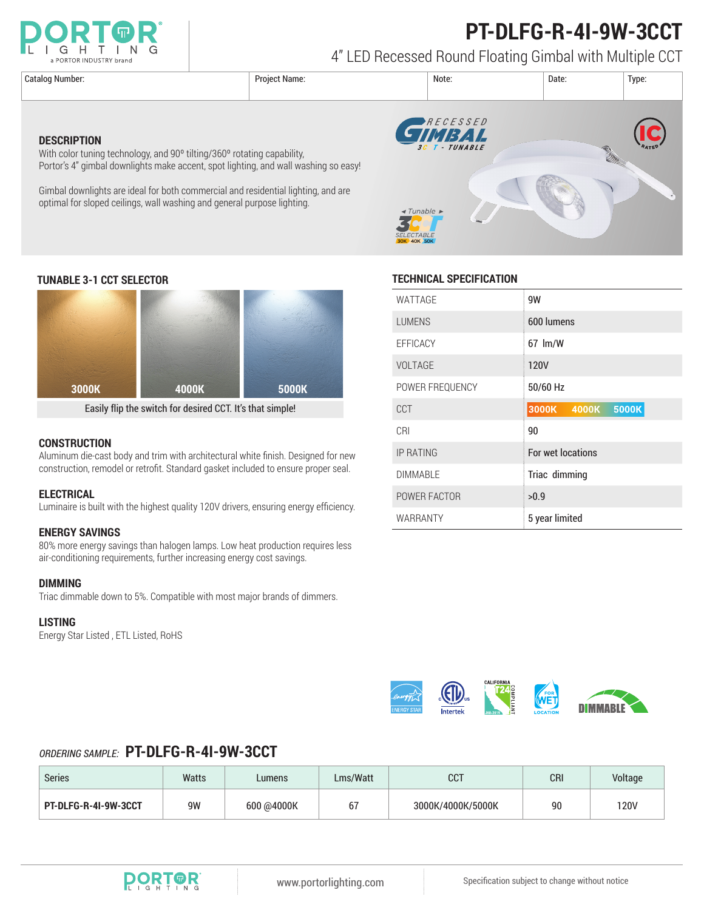# PT-DLFG-R-4I-9W-3CCT

4" LED Recessed Round Floating Gimbal with Multiple CCT

| Catalog Number: | Project Name: | Note: | Date: | Type: |
|---|---|---|---|---|
| | | | | |

## DESCRIPTION

With color tuning technology, and 90º tilting/360º rotating capability, Portor's 4" gimbal downlights make accent, spot lighting, and wall washing so easy!

Gimbal downlights are ideal for both commercial and residential lighting, and are optimal for sloped ceilings, wall washing and general purpose lighting.

## TUNABLE 3-1 CCT SELECTOR

3000K 4000K 5000K

Easily flip the switch for desired CCT. It's that simple!

## CONSTRUCTION

Aluminum die-cast body and trim with architectural white finish. Designed for new construction, remodel or retrofit. Standard gasket included to ensure proper seal.

## ELECTRICAL

Luminaire is built with the highest quality 120V drivers, ensuring energy efficiency.

## ENERGY SAVINGS

80% more energy savings than halogen lamps. Low heat production requires less air-conditioning requirements, further increasing energy cost savings.

## DIMMING

Triac dimmable down to 5%. Compatible with most major brands of dimmers.

## LISTING

Energy Star Listed , ETL Listed, RoHS

## TECHNICAL SPECIFICATION

| | |
|---|---|
| WATTAGE | 9W |
| LUMENS | 600 lumens |
| EFFICACY | 67 lm/W |
| VOLTAGE | 120V |
| POWER FREQUENCY | 50/60 Hz |
| CCT | 3000K 4000K 5000K |
| CRI | 90 |
| IP RATING | For wet locations |
| DIMMABLE | Triac dimming |
| POWER FACTOR | >0.9 |
| WARRANTY | 5 year limited |

*ORDERING SAMPLE:* **PT-DLFG-R-4I-9W-3CCT**

| Series | Watts | Lumens | Lms/Watt | CCT | CRI | Voltage |
|---|---|---|---|---|---|---|
| **PT-DLFG-R-4I-9W-3CCT** | 9W | 600 @4000K | 67 | 3000K/4000K/5000K | 90 | 120V |

www.portorlighting.com

Specification subject to change without notice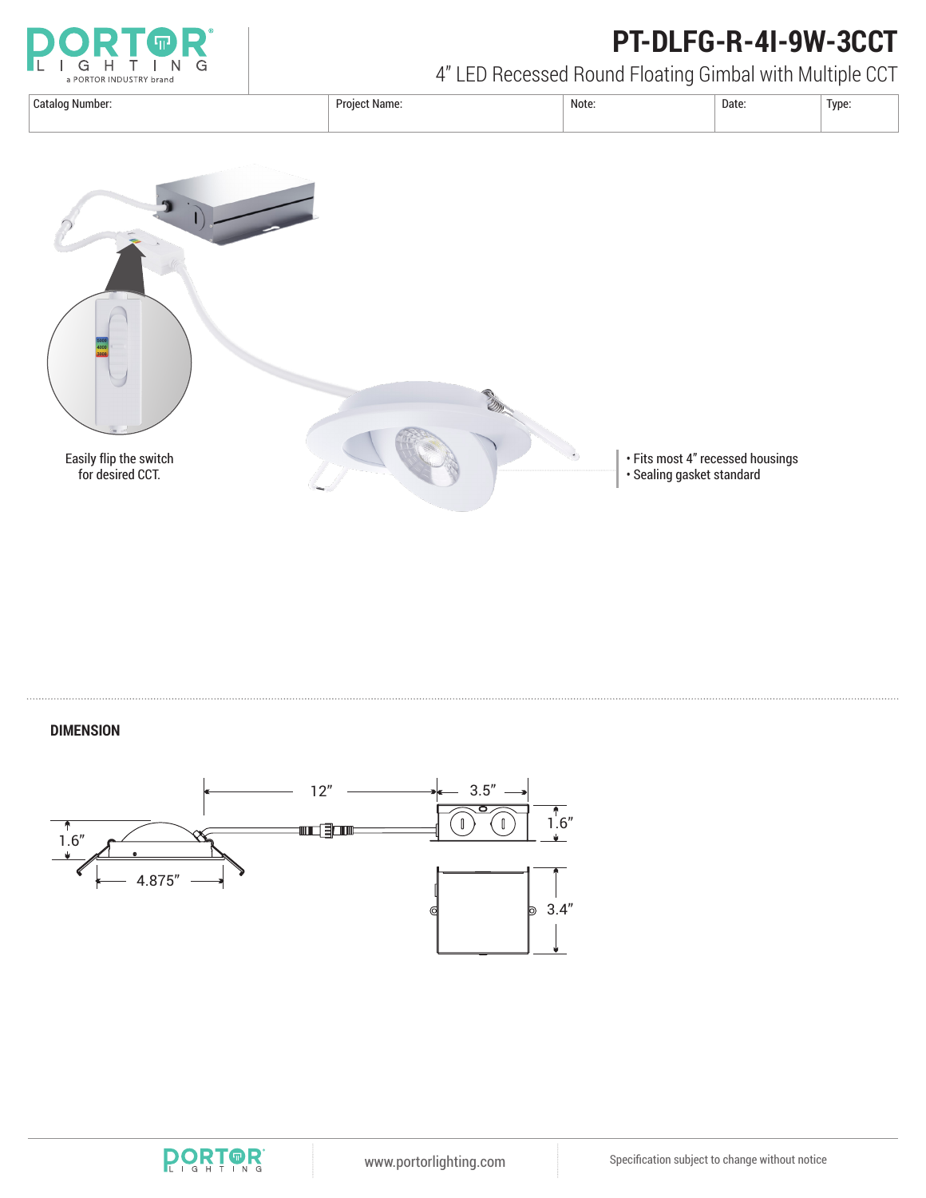# PT-DLFG-R-4I-9W-3CCT

4" LED Recessed Round Floating Gimbal with Multiple CCT

| Catalog Number: | Project Name: | Note: | Date: | Type: |
|---|---|---|---|---|
| | | | | |

Easily flip the switch for desired CCT.

- Fits most 4" recessed housings
- Sealing gasket standard

## DIMENSION

12"

3.5"

1.6"

1.6"

4.875"

3.4"

www.portorlighting.com

Specification subject to change without notice